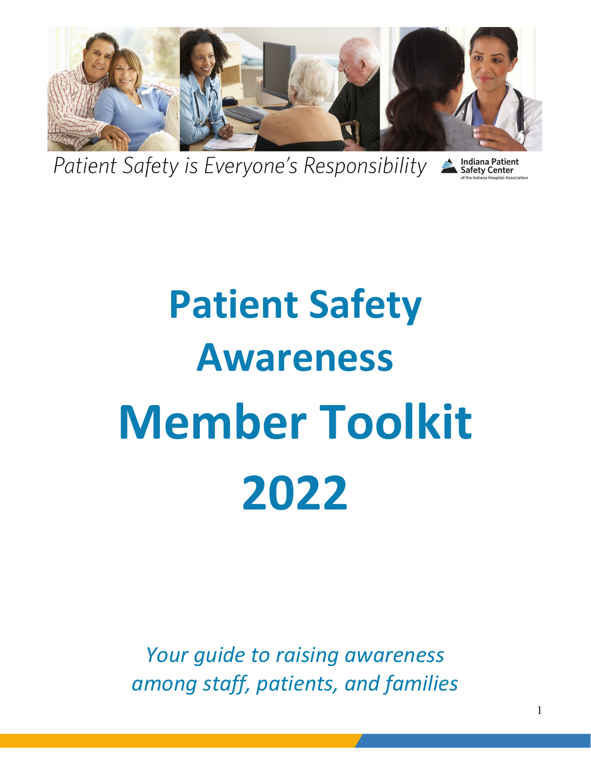*Patient Safety is Everyone's Responsibility*

Indiana Patient Safety Center
of the Indiana Hospital Association

# Patient Safety Awareness

# Member Toolkit 2022

*Your guide to raising awareness among staff, patients, and families*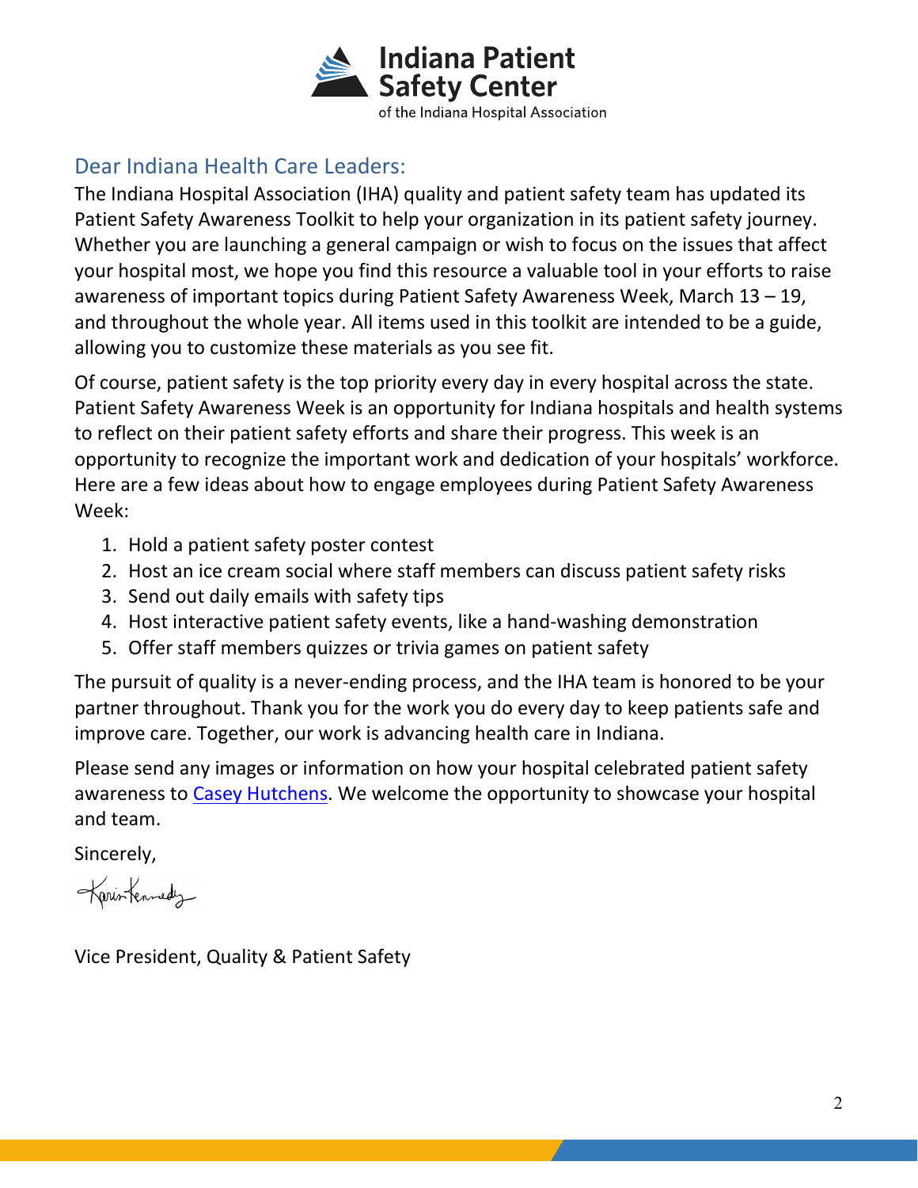Indana Patient Safety Center of the Indiana Hospital Association

## Dear Indiana Health Care Leaders:

The Indiana Hospital Association (IHA) quality and patient safety team has updated its Patient Safety Awareness Toolkit to help your organization in its patient safety journey. Whether you are launching a general campaign or wish to focus on the issues that affect your hospital most, we hope you find this resource a valuable tool in your efforts to raise awareness of important topics during Patient Safety Awareness Week, March 13 – 19, and throughout the whole year. All items used in this toolkit are intended to be a guide, allowing you to customize these materials as you see fit.

Of course, patient safety is the top priority every day in every hospital across the state. Patient Safety Awareness Week is an opportunity for Indiana hospitals and health systems to reflect on their patient safety efforts and share their progress. This week is an opportunity to recognize the important work and dedication of your hospitals' workforce. Here are a few ideas about how to engage employees during Patient Safety Awareness Week:

1. Hold a patient safety poster contest
2. Host an ice cream social where staff members can discuss patient safety risks
3. Send out daily emails with safety tips
4. Host interactive patient safety events, like a hand-washing demonstration
5. Offer staff members quizzes or trivia games on patient safety

The pursuit of quality is a never-ending process, and the IHA team is honored to be your partner throughout. Thank you for the work you do every day to keep patients safe and improve care. Together, our work is advancing health care in Indiana.

Please send any images or information on how your hospital celebrated patient safety awareness to Casey Hutchens. We welcome the opportunity to showcase your hospital and team.

Sincerely,

Karin Kennedy

Vice President, Quality & Patient Safety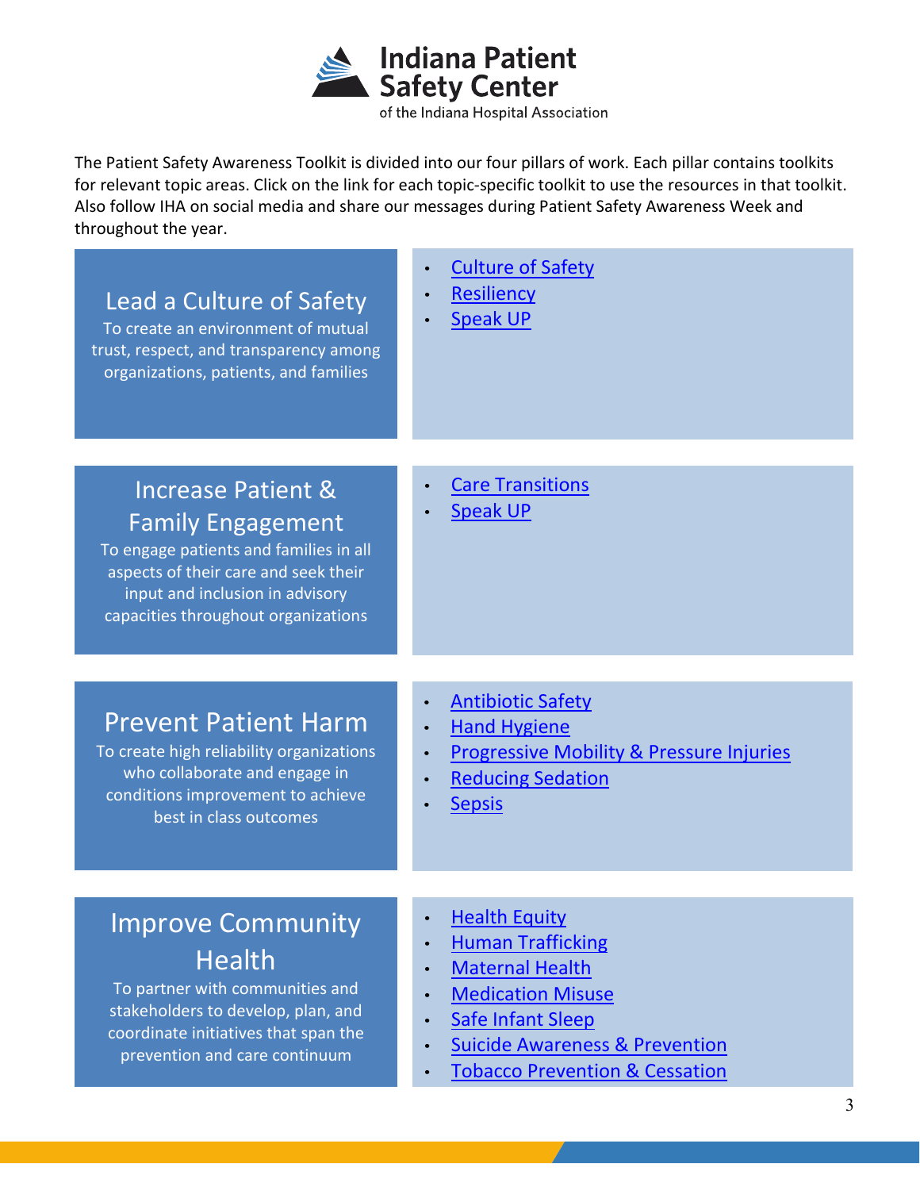# Indiana Patient Safety Center

of the Indiana Hospital Association

The Patient Safety Awareness Toolkit is divided into our four pillars of work. Each pillar contains toolkits for relevant topic areas. Click on the link for each topic-specific toolkit to use the resources in that toolkit. Also follow IHA on social media and share our messages during Patient Safety Awareness Week and throughout the year.

## Lead a Culture of Safety

To create an environment of mutual trust, respect, and transparency among organizations, patients, and families

- Culture of Safety
- Resiliency
- Speak UP

## Increase Patient & Family Engagement

To engage patients and families in all aspects of their care and seek their input and inclusion in advisory capacities throughout organizations

- Care Transitions
- Speak UP

## Prevent Patient Harm

To create high reliability organizations who collaborate and engage in conditions improvement to achieve best in class outcomes

- Antibiotic Safety
- Hand Hygiene
- Progressive Mobility & Pressure Injuries
- Reducing Sedation
- Sepsis

## Improve Community Health

To partner with communities and stakeholders to develop, plan, and coordinate initiatives that span the prevention and care continuum

- Health Equity
- Human Trafficking
- Maternal Health
- Medication Misuse
- Safe Infant Sleep
- Suicide Awareness & Prevention
- Tobacco Prevention & Cessation